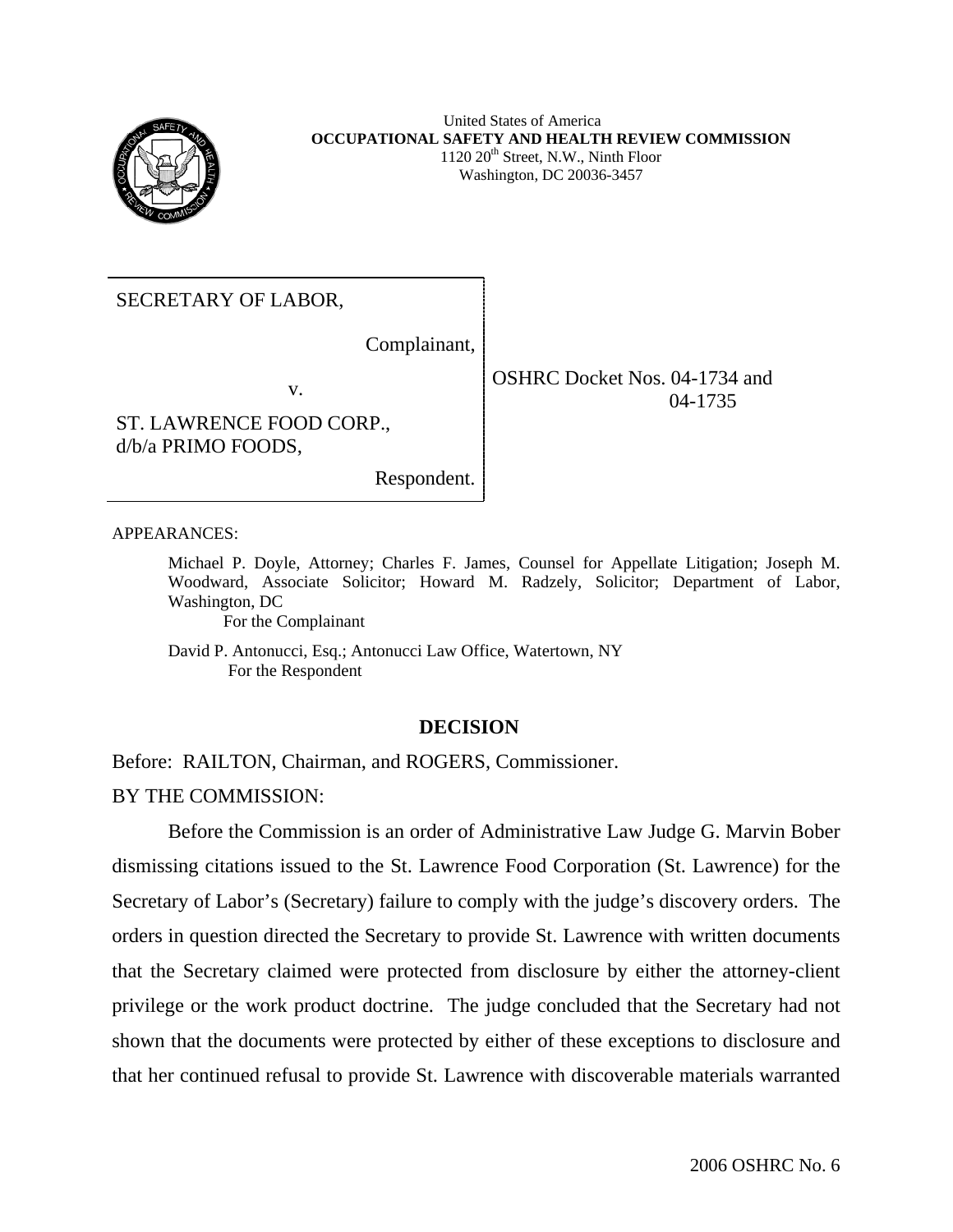United States of America
**OCCUPATIONAL SAFETY AND HEALTH REVIEW COMMISSION**
1120 20th Street, N.W., Ninth Floor
Washington, DC 20036-3457

| | |
|---|---|
| SECRETARY OF LABOR,<br><br>Complainant,<br><br>v.<br><br>ST. LAWRENCE FOOD CORP., d/b/a PRIMO FOODS,<br><br>Respondent. | OSHRC Docket Nos. 04-1734 and 04-1735 |

APPEARANCES:

Michael P. Doyle, Attorney; Charles F. James, Counsel for Appellate Litigation; Joseph M. Woodward, Associate Solicitor; Howard M. Radzely, Solicitor; Department of Labor, Washington, DC
For the Complainant

David P. Antonucci, Esq.; Antonucci Law Office, Watertown, NY
For the Respondent

## DECISION

Before: RAILTON, Chairman, and ROGERS, Commissioner.

BY THE COMMISSION:

Before the Commission is an order of Administrative Law Judge G. Marvin Bober dismissing citations issued to the St. Lawrence Food Corporation (St. Lawrence) for the Secretary of Labor's (Secretary) failure to comply with the judge's discovery orders. The orders in question directed the Secretary to provide St. Lawrence with written documents that the Secretary claimed were protected from disclosure by either the attorney-client privilege or the work product doctrine. The judge concluded that the Secretary had not shown that the documents were protected by either of these exceptions to disclosure and that her continued refusal to provide St. Lawrence with discoverable materials warranted

2006 OSHRC No. 6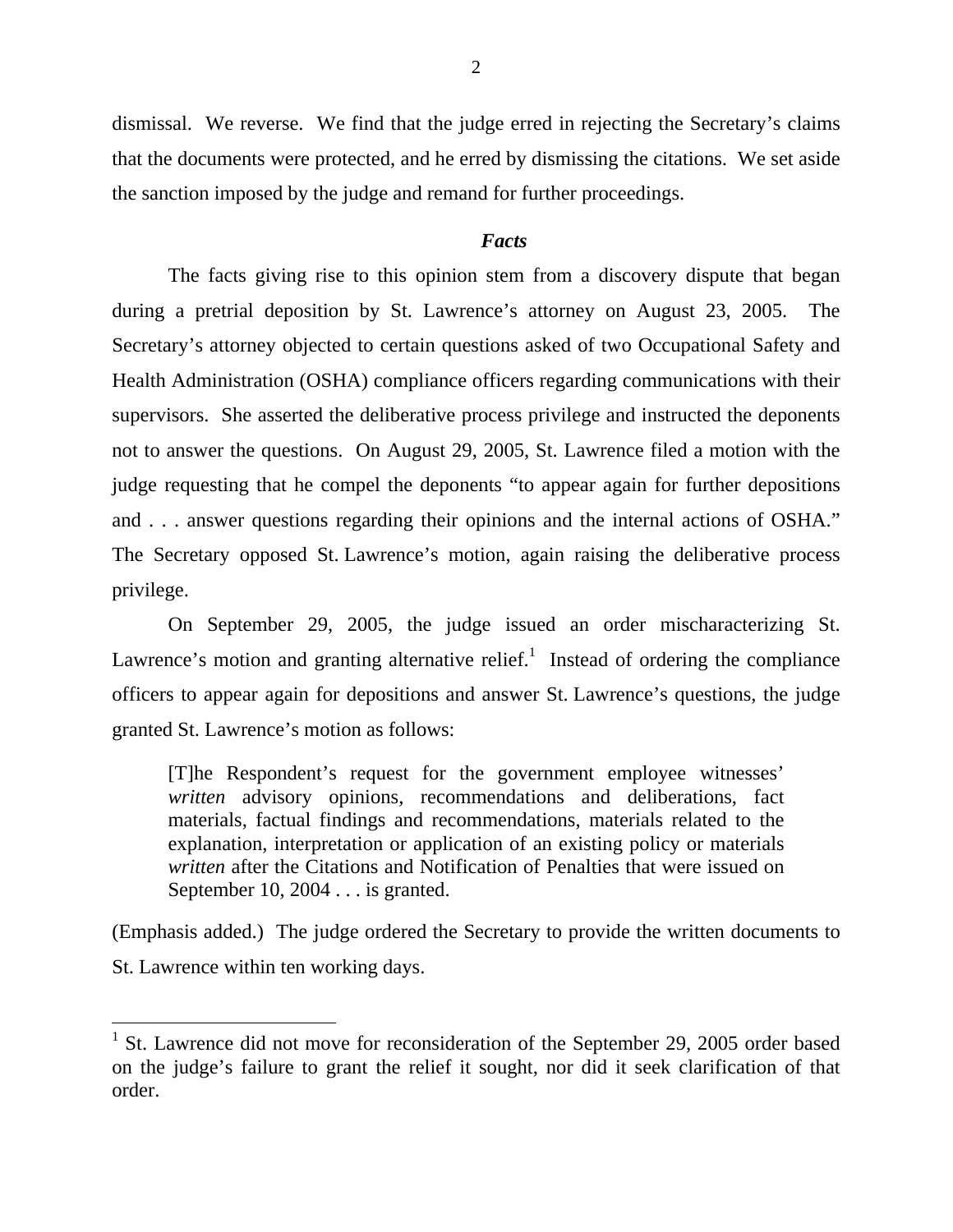dismissal. We reverse. We find that the judge erred in rejecting the Secretary's claims that the documents were protected, and he erred by dismissing the citations. We set aside the sanction imposed by the judge and remand for further proceedings.

### *Facts*

The facts giving rise to this opinion stem from a discovery dispute that began during a pretrial deposition by St. Lawrence's attorney on August 23, 2005. The Secretary's attorney objected to certain questions asked of two Occupational Safety and Health Administration (OSHA) compliance officers regarding communications with their supervisors. She asserted the deliberative process privilege and instructed the deponents not to answer the questions. On August 29, 2005, St. Lawrence filed a motion with the judge requesting that he compel the deponents "to appear again for further depositions and . . . answer questions regarding their opinions and the internal actions of OSHA." The Secretary opposed St. Lawrence's motion, again raising the deliberative process privilege.

On September 29, 2005, the judge issued an order mischaracterizing St. Lawrence's motion and granting alternative relief.[1] Instead of ordering the compliance officers to appear again for depositions and answer St. Lawrence's questions, the judge granted St. Lawrence's motion as follows:

> [T]he Respondent's request for the government employee witnesses' *written* advisory opinions, recommendations and deliberations, fact materials, factual findings and recommendations, materials related to the explanation, interpretation or application of an existing policy or materials *written* after the Citations and Notification of Penalties that were issued on September 10, 2004 . . . is granted.

(Emphasis added.) The judge ordered the Secretary to provide the written documents to St. Lawrence within ten working days.

---

[1] St. Lawrence did not move for reconsideration of the September 29, 2005 order based on the judge's failure to grant the relief it sought, nor did it seek clarification of that order.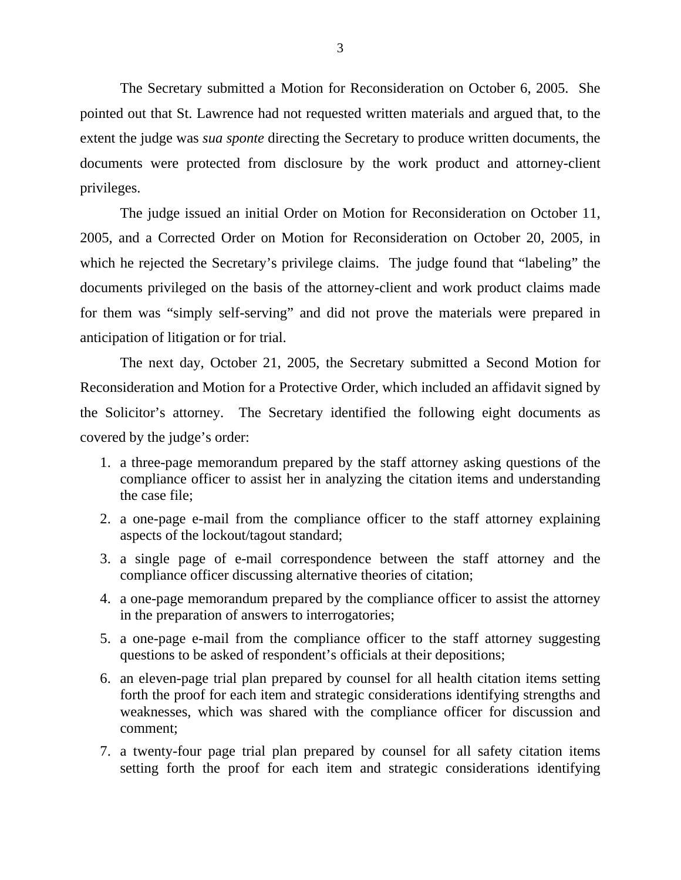The Secretary submitted a Motion for Reconsideration on October 6, 2005. She pointed out that St. Lawrence had not requested written materials and argued that, to the extent the judge was *sua sponte* directing the Secretary to produce written documents, the documents were protected from disclosure by the work product and attorney-client privileges.

The judge issued an initial Order on Motion for Reconsideration on October 11, 2005, and a Corrected Order on Motion for Reconsideration on October 20, 2005, in which he rejected the Secretary's privilege claims. The judge found that "labeling" the documents privileged on the basis of the attorney-client and work product claims made for them was "simply self-serving" and did not prove the materials were prepared in anticipation of litigation or for trial.

The next day, October 21, 2005, the Secretary submitted a Second Motion for Reconsideration and Motion for a Protective Order, which included an affidavit signed by the Solicitor's attorney. The Secretary identified the following eight documents as covered by the judge's order:

1. a three-page memorandum prepared by the staff attorney asking questions of the compliance officer to assist her in analyzing the citation items and understanding the case file;
2. a one-page e-mail from the compliance officer to the staff attorney explaining aspects of the lockout/tagout standard;
3. a single page of e-mail correspondence between the staff attorney and the compliance officer discussing alternative theories of citation;
4. a one-page memorandum prepared by the compliance officer to assist the attorney in the preparation of answers to interrogatories;
5. a one-page e-mail from the compliance officer to the staff attorney suggesting questions to be asked of respondent's officials at their depositions;
6. an eleven-page trial plan prepared by counsel for all health citation items setting forth the proof for each item and strategic considerations identifying strengths and weaknesses, which was shared with the compliance officer for discussion and comment;
7. a twenty-four page trial plan prepared by counsel for all safety citation items setting forth the proof for each item and strategic considerations identifying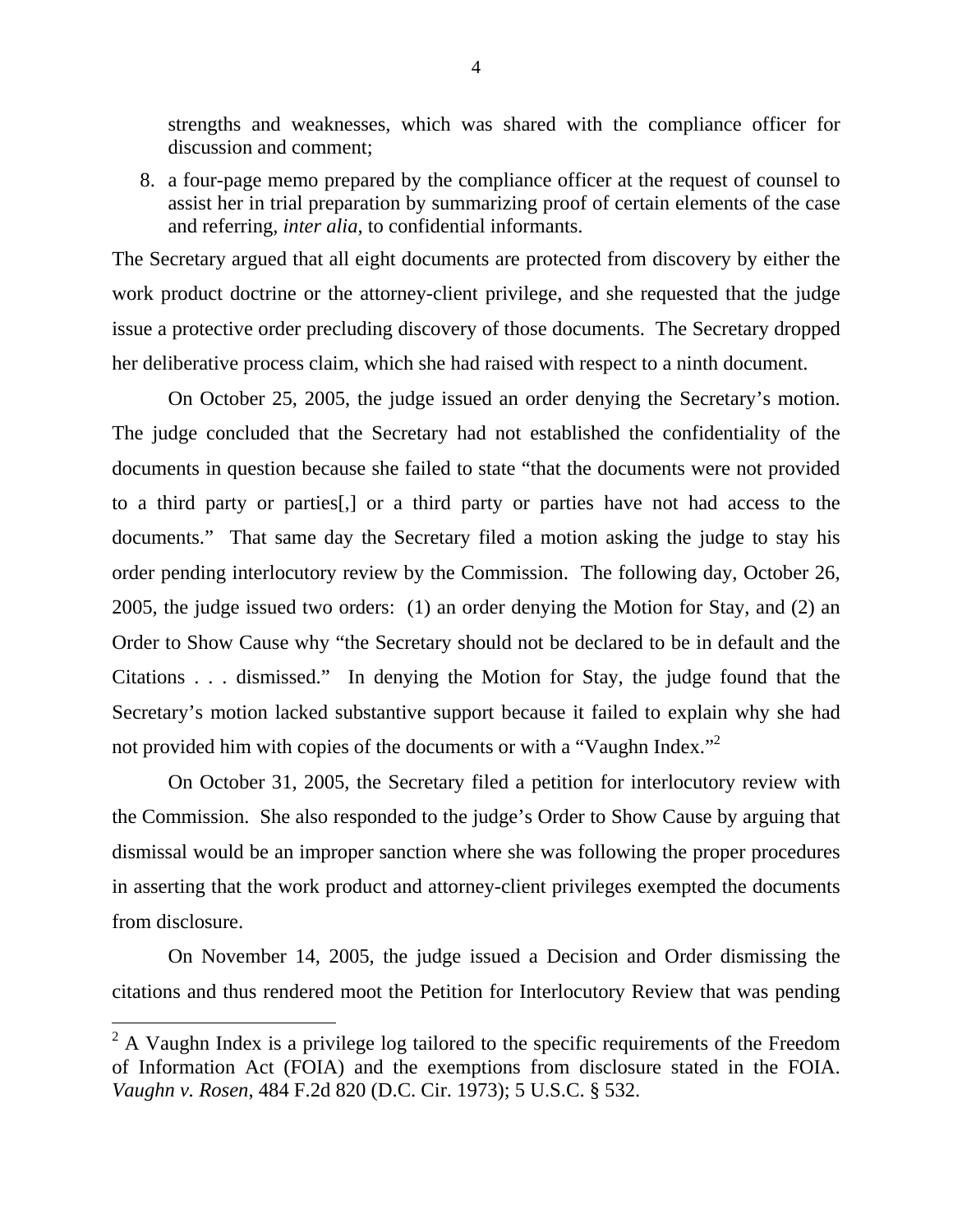strengths and weaknesses, which was shared with the compliance officer for discussion and comment;

8. a four-page memo prepared by the compliance officer at the request of counsel to assist her in trial preparation by summarizing proof of certain elements of the case and referring, *inter alia*, to confidential informants.

The Secretary argued that all eight documents are protected from discovery by either the work product doctrine or the attorney-client privilege, and she requested that the judge issue a protective order precluding discovery of those documents. The Secretary dropped her deliberative process claim, which she had raised with respect to a ninth document.

On October 25, 2005, the judge issued an order denying the Secretary's motion. The judge concluded that the Secretary had not established the confidentiality of the documents in question because she failed to state "that the documents were not provided to a third party or parties[,] or a third party or parties have not had access to the documents." That same day the Secretary filed a motion asking the judge to stay his order pending interlocutory review by the Commission. The following day, October 26, 2005, the judge issued two orders: (1) an order denying the Motion for Stay, and (2) an Order to Show Cause why "the Secretary should not be declared to be in default and the Citations . . . dismissed." In denying the Motion for Stay, the judge found that the Secretary's motion lacked substantive support because it failed to explain why she had not provided him with copies of the documents or with a "Vaughn Index."[2]

On October 31, 2005, the Secretary filed a petition for interlocutory review with the Commission. She also responded to the judge's Order to Show Cause by arguing that dismissal would be an improper sanction where she was following the proper procedures in asserting that the work product and attorney-client privileges exempted the documents from disclosure.

On November 14, 2005, the judge issued a Decision and Order dismissing the citations and thus rendered moot the Petition for Interlocutory Review that was pending

---

[2] A Vaughn Index is a privilege log tailored to the specific requirements of the Freedom of Information Act (FOIA) and the exemptions from disclosure stated in the FOIA. *Vaughn v. Rosen*, 484 F.2d 820 (D.C. Cir. 1973); 5 U.S.C. § 532.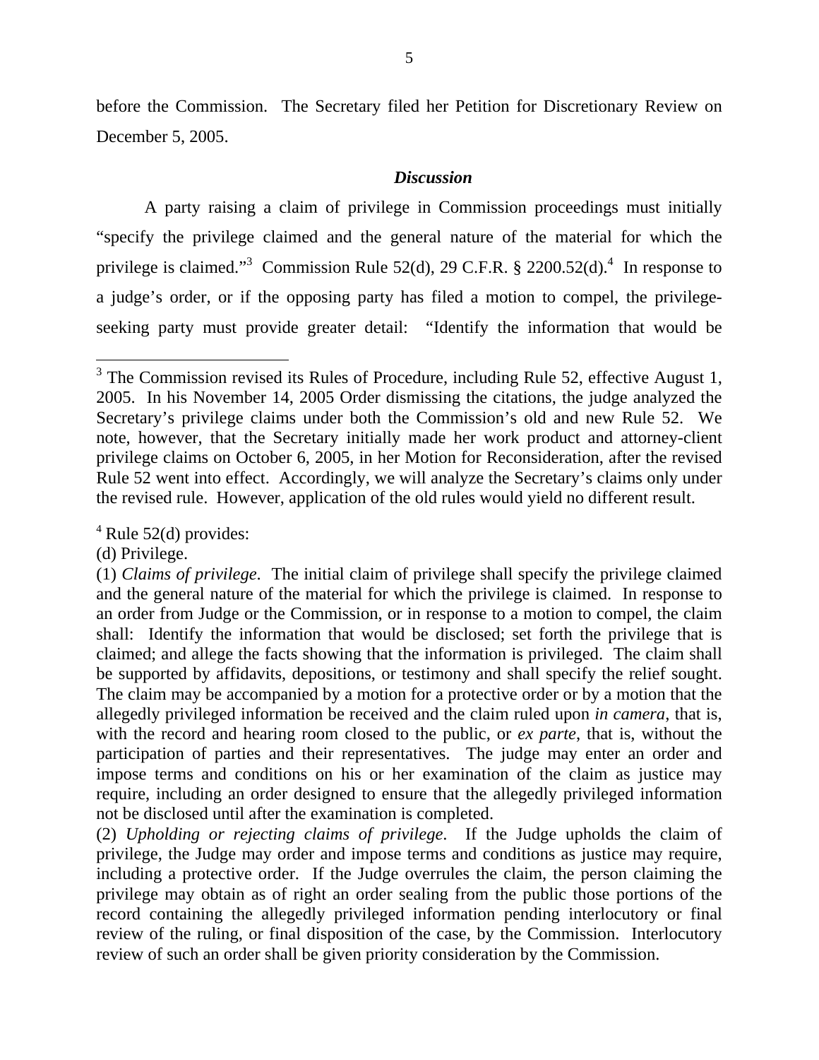before the Commission. The Secretary filed her Petition for Discretionary Review on December 5, 2005.

### *Discussion*

A party raising a claim of privilege in Commission proceedings must initially "specify the privilege claimed and the general nature of the material for which the privilege is claimed."[3] Commission Rule 52(d), 29 C.F.R. § 2200.52(d).[4] In response to a judge's order, or if the opposing party has filed a motion to compel, the privilege-seeking party must provide greater detail: "Identify the information that would be

---

[3] The Commission revised its Rules of Procedure, including Rule 52, effective August 1, 2005. In his November 14, 2005 Order dismissing the citations, the judge analyzed the Secretary's privilege claims under both the Commission's old and new Rule 52. We note, however, that the Secretary initially made her work product and attorney-client privilege claims on October 6, 2005, in her Motion for Reconsideration, after the revised Rule 52 went into effect. Accordingly, we will analyze the Secretary's claims only under the revised rule. However, application of the old rules would yield no different result.

[4] Rule 52(d) provides:

(d) Privilege.

(1) *Claims of privilege*. The initial claim of privilege shall specify the privilege claimed and the general nature of the material for which the privilege is claimed. In response to an order from Judge or the Commission, or in response to a motion to compel, the claim shall: Identify the information that would be disclosed; set forth the privilege that is claimed; and allege the facts showing that the information is privileged. The claim shall be supported by affidavits, depositions, or testimony and shall specify the relief sought. The claim may be accompanied by a motion for a protective order or by a motion that the allegedly privileged information be received and the claim ruled upon *in camera*, that is, with the record and hearing room closed to the public, or *ex parte*, that is, without the participation of parties and their representatives. The judge may enter an order and impose terms and conditions on his or her examination of the claim as justice may require, including an order designed to ensure that the allegedly privileged information not be disclosed until after the examination is completed.

(2) *Upholding or rejecting claims of privilege.* If the Judge upholds the claim of privilege, the Judge may order and impose terms and conditions as justice may require, including a protective order. If the Judge overrules the claim, the person claiming the privilege may obtain as of right an order sealing from the public those portions of the record containing the allegedly privileged information pending interlocutory or final review of the ruling, or final disposition of the case, by the Commission. Interlocutory review of such an order shall be given priority consideration by the Commission.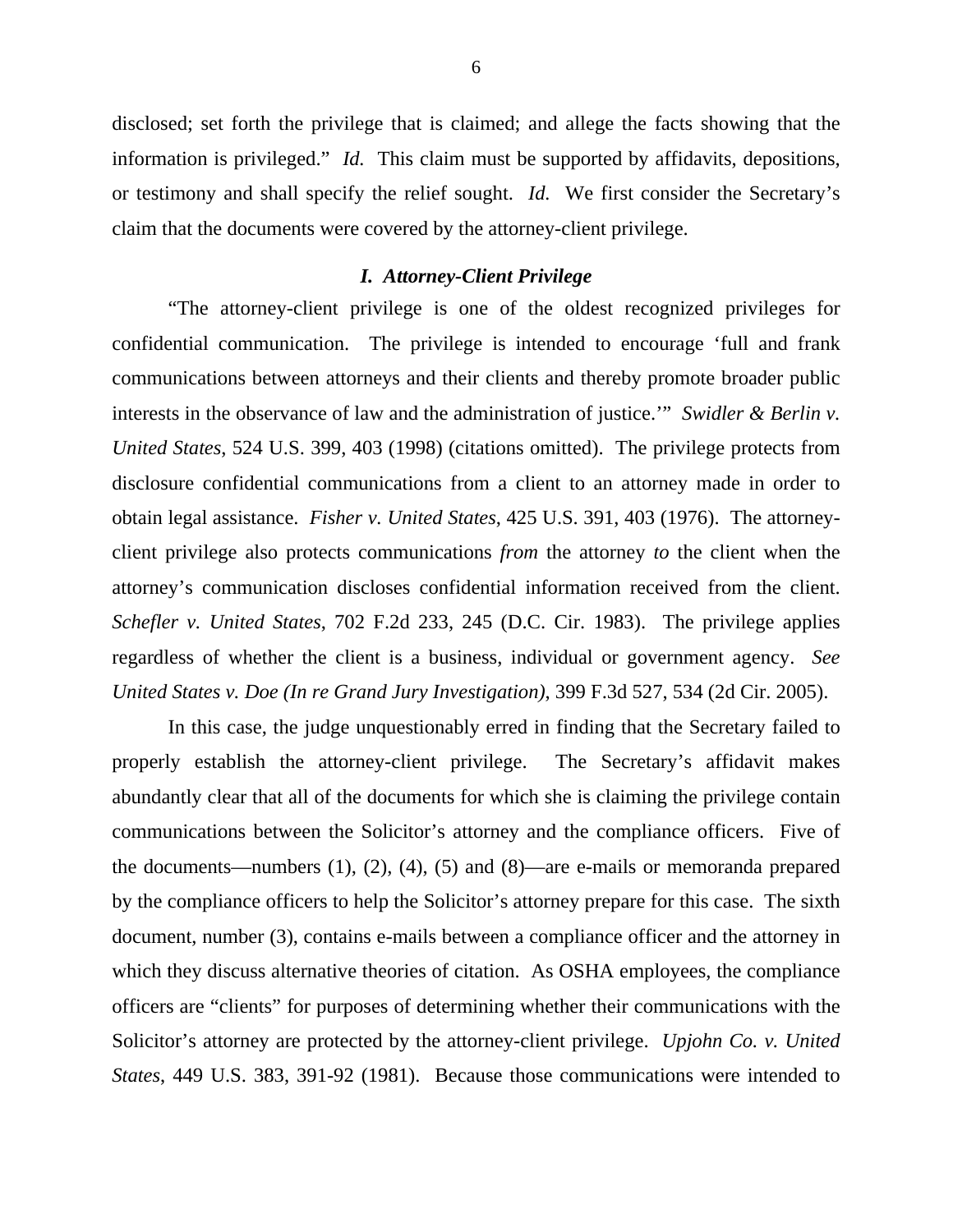disclosed; set forth the privilege that is claimed; and allege the facts showing that the information is privileged." *Id.* This claim must be supported by affidavits, depositions, or testimony and shall specify the relief sought. *Id.* We first consider the Secretary's claim that the documents were covered by the attorney-client privilege.

### *I. Attorney-Client Privilege*

"The attorney-client privilege is one of the oldest recognized privileges for confidential communication. The privilege is intended to encourage 'full and frank communications between attorneys and their clients and thereby promote broader public interests in the observance of law and the administration of justice.'" *Swidler & Berlin v. United States*, 524 U.S. 399, 403 (1998) (citations omitted). The privilege protects from disclosure confidential communications from a client to an attorney made in order to obtain legal assistance. *Fisher v. United States*, 425 U.S. 391, 403 (1976). The attorney-client privilege also protects communications *from* the attorney *to* the client when the attorney's communication discloses confidential information received from the client. *Schefler v. United States*, 702 F.2d 233, 245 (D.C. Cir. 1983). The privilege applies regardless of whether the client is a business, individual or government agency. *See United States v. Doe (In re Grand Jury Investigation)*, 399 F.3d 527, 534 (2d Cir. 2005).

In this case, the judge unquestionably erred in finding that the Secretary failed to properly establish the attorney-client privilege. The Secretary's affidavit makes abundantly clear that all of the documents for which she is claiming the privilege contain communications between the Solicitor's attorney and the compliance officers. Five of the documents—numbers (1), (2), (4), (5) and (8)—are e-mails or memoranda prepared by the compliance officers to help the Solicitor's attorney prepare for this case. The sixth document, number (3), contains e-mails between a compliance officer and the attorney in which they discuss alternative theories of citation. As OSHA employees, the compliance officers are "clients" for purposes of determining whether their communications with the Solicitor's attorney are protected by the attorney-client privilege. *Upjohn Co. v. United States*, 449 U.S. 383, 391-92 (1981). Because those communications were intended to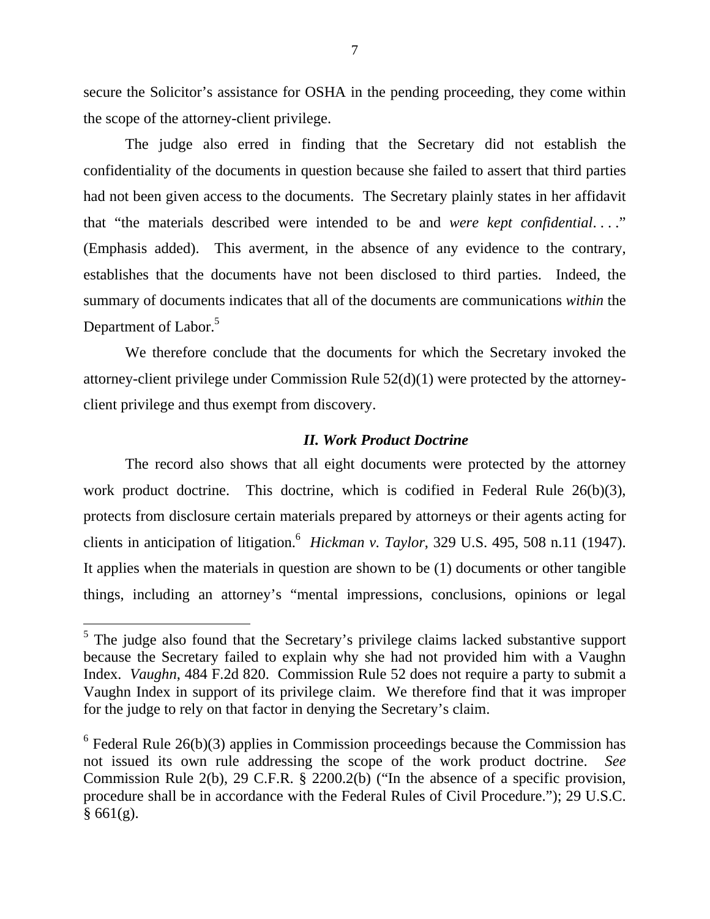secure the Solicitor's assistance for OSHA in the pending proceeding, they come within the scope of the attorney-client privilege.

The judge also erred in finding that the Secretary did not establish the confidentiality of the documents in question because she failed to assert that third parties had not been given access to the documents. The Secretary plainly states in her affidavit that "the materials described were intended to be and *were kept confidential*. . . ." (Emphasis added). This averment, in the absence of any evidence to the contrary, establishes that the documents have not been disclosed to third parties. Indeed, the summary of documents indicates that all of the documents are communications *within* the Department of Labor.[5]

We therefore conclude that the documents for which the Secretary invoked the attorney-client privilege under Commission Rule 52(d)(1) were protected by the attorney-client privilege and thus exempt from discovery.

### *II. Work Product Doctrine*

The record also shows that all eight documents were protected by the attorney work product doctrine. This doctrine, which is codified in Federal Rule 26(b)(3), protects from disclosure certain materials prepared by attorneys or their agents acting for clients in anticipation of litigation.[6] *Hickman v. Taylor*, 329 U.S. 495, 508 n.11 (1947). It applies when the materials in question are shown to be (1) documents or other tangible things, including an attorney's "mental impressions, conclusions, opinions or legal

---

[5] The judge also found that the Secretary's privilege claims lacked substantive support because the Secretary failed to explain why she had not provided him with a Vaughn Index. *Vaughn*, 484 F.2d 820. Commission Rule 52 does not require a party to submit a Vaughn Index in support of its privilege claim. We therefore find that it was improper for the judge to rely on that factor in denying the Secretary's claim.

[6] Federal Rule 26(b)(3) applies in Commission proceedings because the Commission has not issued its own rule addressing the scope of the work product doctrine. *See* Commission Rule 2(b), 29 C.F.R. § 2200.2(b) ("In the absence of a specific provision, procedure shall be in accordance with the Federal Rules of Civil Procedure."); 29 U.S.C. § 661(g).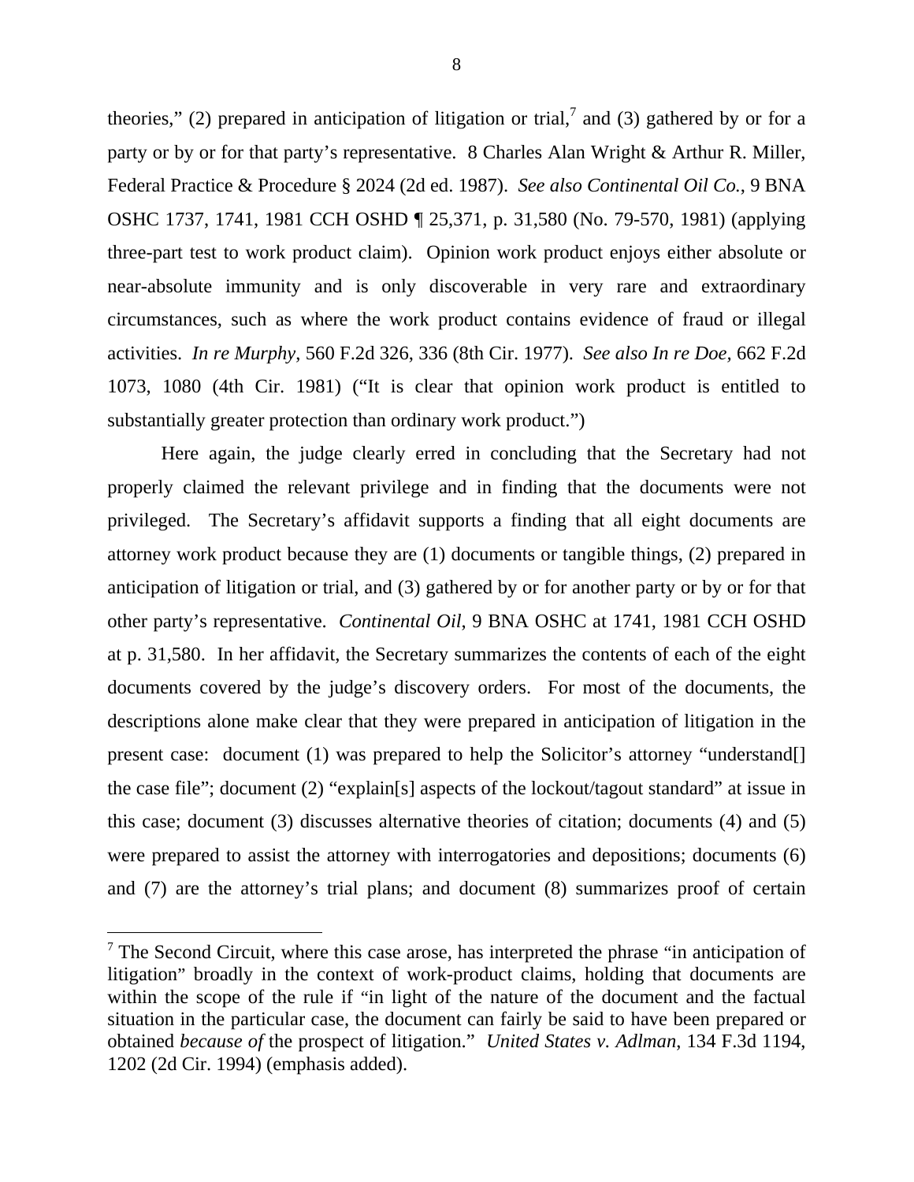theories," (2) prepared in anticipation of litigation or trial,[7] and (3) gathered by or for a party or by or for that party's representative. 8 Charles Alan Wright & Arthur R. Miller, Federal Practice & Procedure § 2024 (2d ed. 1987). *See also Continental Oil Co.*, 9 BNA OSHC 1737, 1741, 1981 CCH OSHD ¶ 25,371, p. 31,580 (No. 79-570, 1981) (applying three-part test to work product claim). Opinion work product enjoys either absolute or near-absolute immunity and is only discoverable in very rare and extraordinary circumstances, such as where the work product contains evidence of fraud or illegal activities. *In re Murphy*, 560 F.2d 326, 336 (8th Cir. 1977). *See also In re Doe*, 662 F.2d 1073, 1080 (4th Cir. 1981) ("It is clear that opinion work product is entitled to substantially greater protection than ordinary work product.")

Here again, the judge clearly erred in concluding that the Secretary had not properly claimed the relevant privilege and in finding that the documents were not privileged. The Secretary's affidavit supports a finding that all eight documents are attorney work product because they are (1) documents or tangible things, (2) prepared in anticipation of litigation or trial, and (3) gathered by or for another party or by or for that other party's representative. *Continental Oil*, 9 BNA OSHC at 1741, 1981 CCH OSHD at p. 31,580. In her affidavit, the Secretary summarizes the contents of each of the eight documents covered by the judge's discovery orders. For most of the documents, the descriptions alone make clear that they were prepared in anticipation of litigation in the present case: document (1) was prepared to help the Solicitor's attorney "understand[] the case file"; document (2) "explain[s] aspects of the lockout/tagout standard" at issue in this case; document (3) discusses alternative theories of citation; documents (4) and (5) were prepared to assist the attorney with interrogatories and depositions; documents (6) and (7) are the attorney's trial plans; and document (8) summarizes proof of certain

---

[7] The Second Circuit, where this case arose, has interpreted the phrase "in anticipation of litigation" broadly in the context of work-product claims, holding that documents are within the scope of the rule if "in light of the nature of the document and the factual situation in the particular case, the document can fairly be said to have been prepared or obtained *because of* the prospect of litigation." *United States v. Adlman*, 134 F.3d 1194, 1202 (2d Cir. 1994) (emphasis added).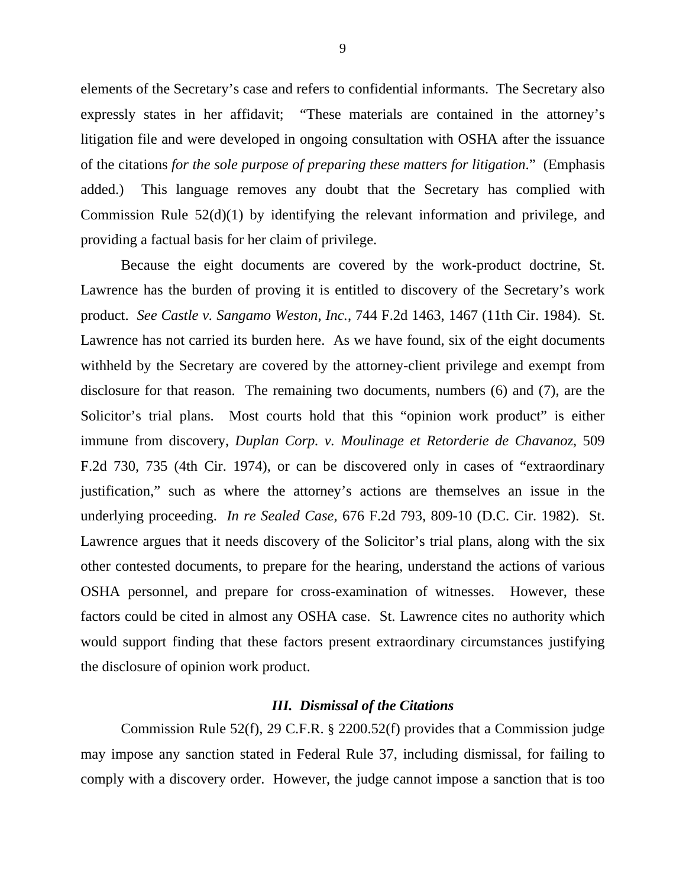elements of the Secretary's case and refers to confidential informants. The Secretary also expressly states in her affidavit; "These materials are contained in the attorney's litigation file and were developed in ongoing consultation with OSHA after the issuance of the citations *for the sole purpose of preparing these matters for litigation*." (Emphasis added.) This language removes any doubt that the Secretary has complied with Commission Rule 52(d)(1) by identifying the relevant information and privilege, and providing a factual basis for her claim of privilege.

Because the eight documents are covered by the work-product doctrine, St. Lawrence has the burden of proving it is entitled to discovery of the Secretary's work product. *See Castle v. Sangamo Weston, Inc.*, 744 F.2d 1463, 1467 (11th Cir. 1984). St. Lawrence has not carried its burden here. As we have found, six of the eight documents withheld by the Secretary are covered by the attorney-client privilege and exempt from disclosure for that reason. The remaining two documents, numbers (6) and (7), are the Solicitor's trial plans. Most courts hold that this "opinion work product" is either immune from discovery, *Duplan Corp. v. Moulinage et Retorderie de Chavanoz*, 509 F.2d 730, 735 (4th Cir. 1974), or can be discovered only in cases of "extraordinary justification," such as where the attorney's actions are themselves an issue in the underlying proceeding. *In re Sealed Case*, 676 F.2d 793, 809-10 (D.C. Cir. 1982). St. Lawrence argues that it needs discovery of the Solicitor's trial plans, along with the six other contested documents, to prepare for the hearing, understand the actions of various OSHA personnel, and prepare for cross-examination of witnesses. However, these factors could be cited in almost any OSHA case. St. Lawrence cites no authority which would support finding that these factors present extraordinary circumstances justifying the disclosure of opinion work product.

### *III. Dismissal of the Citations*

Commission Rule 52(f), 29 C.F.R. § 2200.52(f) provides that a Commission judge may impose any sanction stated in Federal Rule 37, including dismissal, for failing to comply with a discovery order. However, the judge cannot impose a sanction that is too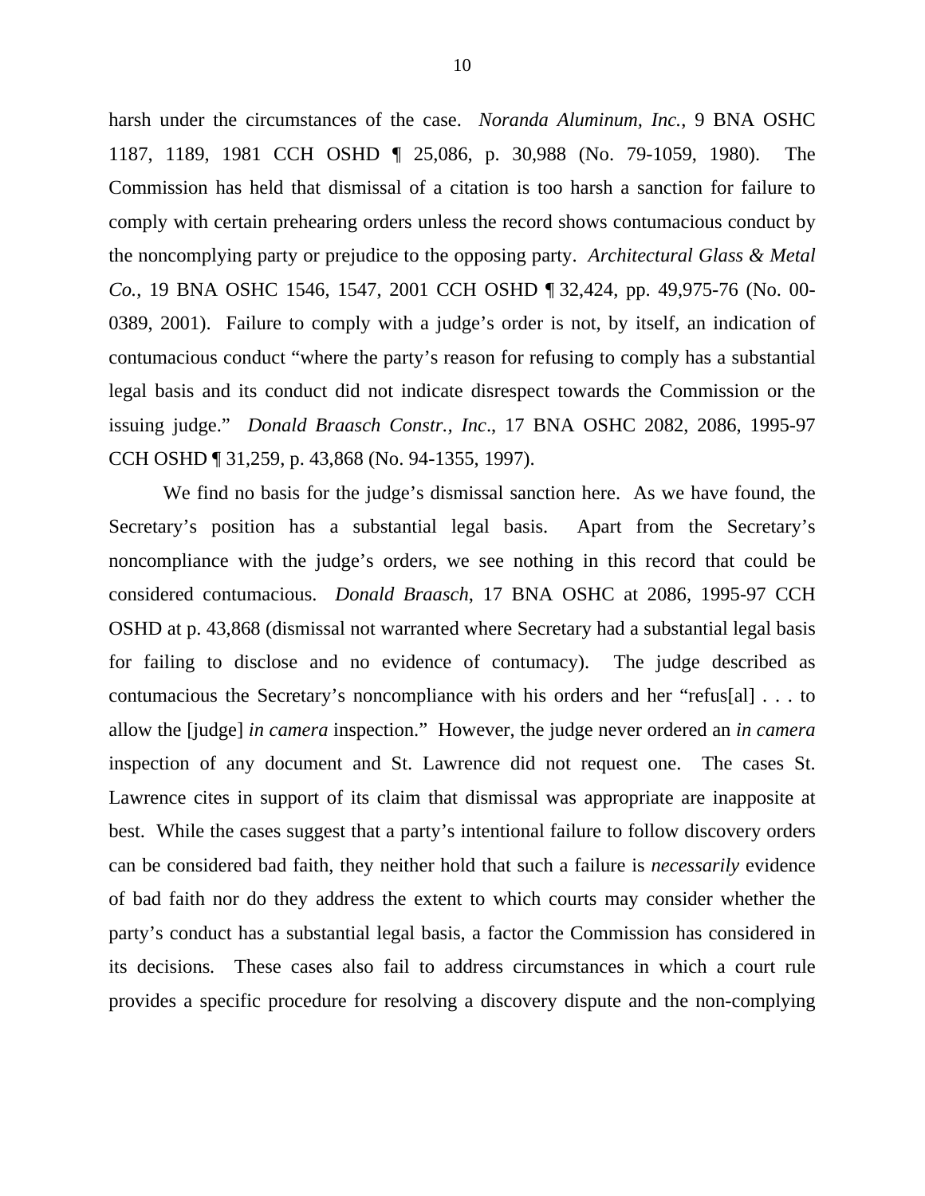harsh under the circumstances of the case. *Noranda Aluminum, Inc.*, 9 BNA OSHC 1187, 1189, 1981 CCH OSHD ¶ 25,086, p. 30,988 (No. 79-1059, 1980). The Commission has held that dismissal of a citation is too harsh a sanction for failure to comply with certain prehearing orders unless the record shows contumacious conduct by the noncomplying party or prejudice to the opposing party. *Architectural Glass & Metal Co.*, 19 BNA OSHC 1546, 1547, 2001 CCH OSHD ¶ 32,424, pp. 49,975-76 (No. 00-0389, 2001). Failure to comply with a judge's order is not, by itself, an indication of contumacious conduct "where the party's reason for refusing to comply has a substantial legal basis and its conduct did not indicate disrespect towards the Commission or the issuing judge." *Donald Braasch Constr., Inc*., 17 BNA OSHC 2082, 2086, 1995-97 CCH OSHD ¶ 31,259, p. 43,868 (No. 94-1355, 1997).

We find no basis for the judge's dismissal sanction here. As we have found, the Secretary's position has a substantial legal basis. Apart from the Secretary's noncompliance with the judge's orders, we see nothing in this record that could be considered contumacious. *Donald Braasch*, 17 BNA OSHC at 2086, 1995-97 CCH OSHD at p. 43,868 (dismissal not warranted where Secretary had a substantial legal basis for failing to disclose and no evidence of contumacy). The judge described as contumacious the Secretary's noncompliance with his orders and her "refus[al] . . . to allow the [judge] *in camera* inspection." However, the judge never ordered an *in camera* inspection of any document and St. Lawrence did not request one. The cases St. Lawrence cites in support of its claim that dismissal was appropriate are inapposite at best. While the cases suggest that a party's intentional failure to follow discovery orders can be considered bad faith, they neither hold that such a failure is *necessarily* evidence of bad faith nor do they address the extent to which courts may consider whether the party's conduct has a substantial legal basis, a factor the Commission has considered in its decisions. These cases also fail to address circumstances in which a court rule provides a specific procedure for resolving a discovery dispute and the non-complying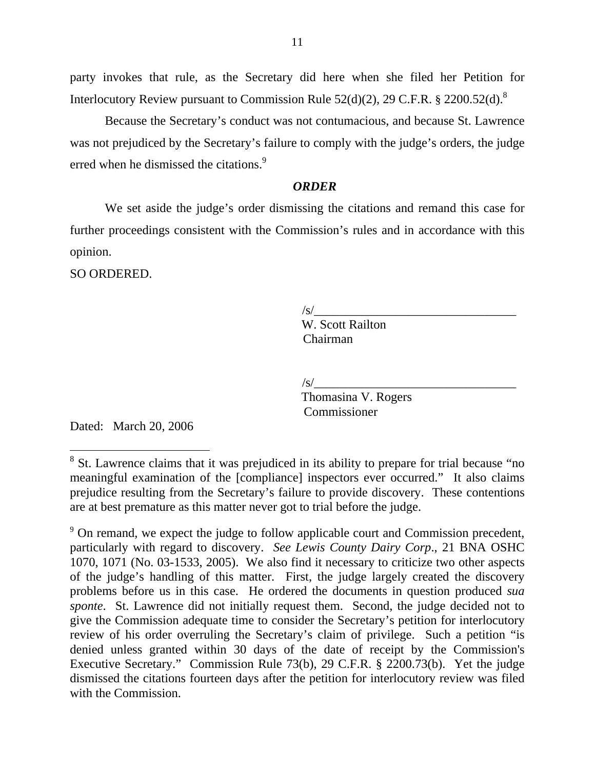party invokes that rule, as the Secretary did here when she filed her Petition for Interlocutory Review pursuant to Commission Rule 52(d)(2), 29 C.F.R. § 2200.52(d).[8]

Because the Secretary's conduct was not contumacious, and because St. Lawrence was not prejudiced by the Secretary's failure to comply with the judge's orders, the judge erred when he dismissed the citations.[9]

***ORDER***

We set aside the judge's order dismissing the citations and remand this case for further proceedings consistent with the Commission's rules and in accordance with this opinion.

SO ORDERED.

/s/________________________________
W. Scott Railton
Chairman

/s/________________________________
Thomasina V. Rogers
Commissioner

Dated: March 20, 2006

---

[8] St. Lawrence claims that it was prejudiced in its ability to prepare for trial because "no meaningful examination of the [compliance] inspectors ever occurred." It also claims prejudice resulting from the Secretary's failure to provide discovery. These contentions are at best premature as this matter never got to trial before the judge.

[9] On remand, we expect the judge to follow applicable court and Commission precedent, particularly with regard to discovery. *See Lewis County Dairy Corp*., 21 BNA OSHC 1070, 1071 (No. 03-1533, 2005). We also find it necessary to criticize two other aspects of the judge's handling of this matter. First, the judge largely created the discovery problems before us in this case. He ordered the documents in question produced *sua sponte*. St. Lawrence did not initially request them. Second, the judge decided not to give the Commission adequate time to consider the Secretary's petition for interlocutory review of his order overruling the Secretary's claim of privilege. Such a petition "is denied unless granted within 30 days of the date of receipt by the Commission's Executive Secretary." Commission Rule 73(b), 29 C.F.R. § 2200.73(b). Yet the judge dismissed the citations fourteen days after the petition for interlocutory review was filed with the Commission.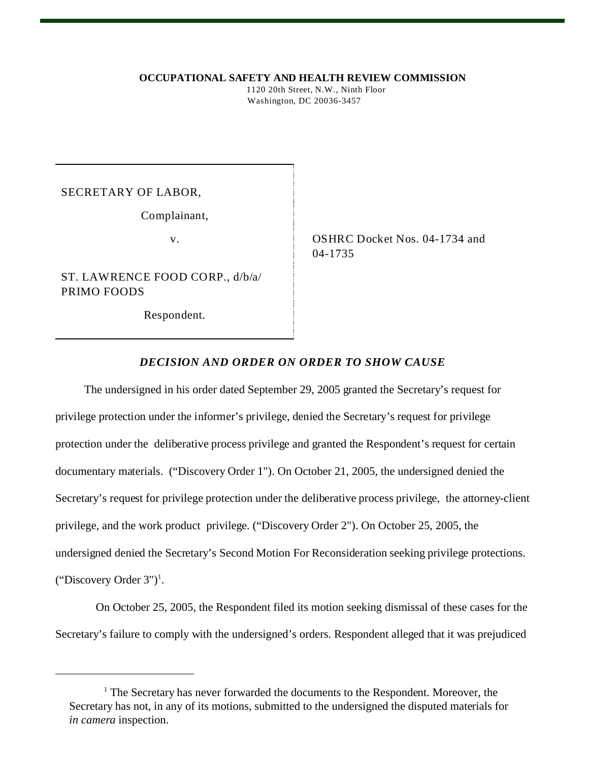**OCCUPATIONAL SAFETY AND HEALTH REVIEW COMMISSION**
1120 20th Street, N.W., Ninth Floor
Washington, DC 20036-3457

SECRETARY OF LABOR,

Complainant,

v.

ST. LAWRENCE FOOD CORP., d/b/a/ PRIMO FOODS

Respondent.

OSHRC Docket Nos. 04-1734 and 04-1735

## *DECISION AND ORDER ON ORDER TO SHOW CAUSE*

The undersigned in his order dated September 29, 2005 granted the Secretary's request for privilege protection under the informer's privilege, denied the Secretary's request for privilege protection under the deliberative process privilege and granted the Respondent's request for certain documentary materials. ("Discovery Order 1"). On October 21, 2005, the undersigned denied the Secretary's request for privilege protection under the deliberative process privilege, the attorney-client privilege, and the work product privilege. ("Discovery Order 2"). On October 25, 2005, the undersigned denied the Secretary's Second Motion For Reconsideration seeking privilege protections. ("Discovery Order 3")[1].

On October 25, 2005, the Respondent filed its motion seeking dismissal of these cases for the Secretary's failure to comply with the undersigned's orders. Respondent alleged that it was prejudiced

[1] The Secretary has never forwarded the documents to the Respondent. Moreover, the Secretary has not, in any of its motions, submitted to the undersigned the disputed materials for *in camera* inspection.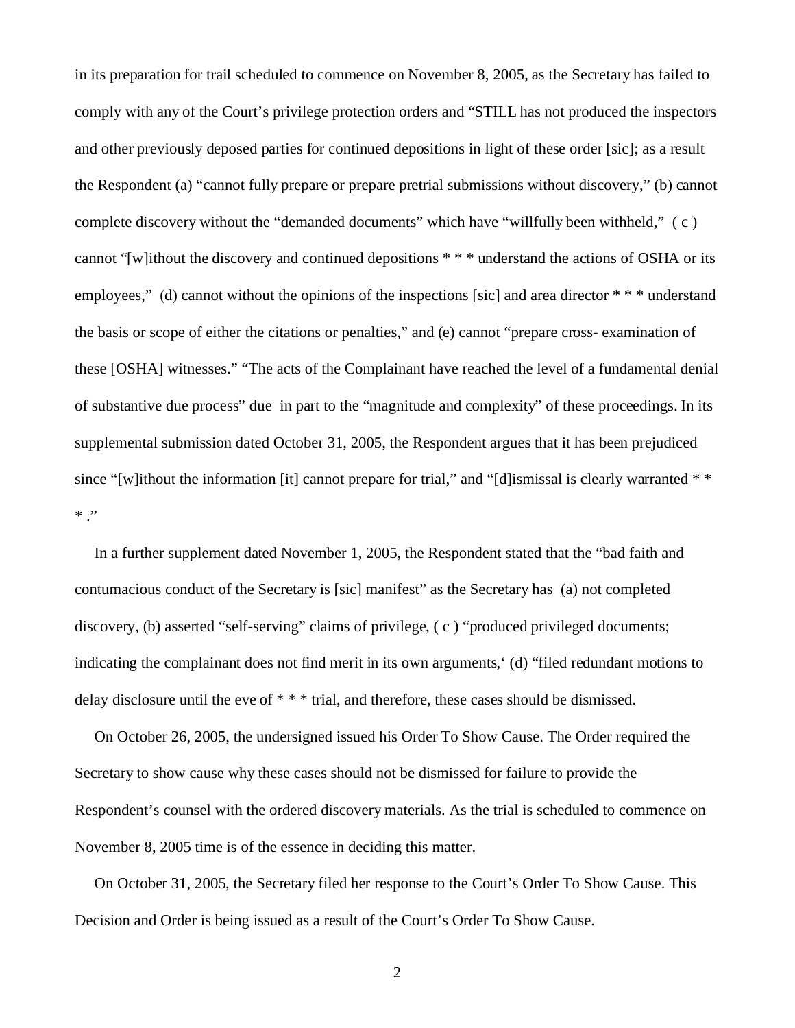in its preparation for trail scheduled to commence on November 8, 2005, as the Secretary has failed to comply with any of the Court's privilege protection orders and "STILL has not produced the inspectors and other previously deposed parties for continued depositions in light of these order [sic]; as a result the Respondent (a) "cannot fully prepare or prepare pretrial submissions without discovery," (b) cannot complete discovery without the "demanded documents" which have "willfully been withheld," ( c ) cannot "[w]ithout the discovery and continued depositions * * * understand the actions of OSHA or its employees," (d) cannot without the opinions of the inspections [sic] and area director * * * understand the basis or scope of either the citations or penalties," and (e) cannot "prepare cross- examination of these [OSHA] witnesses." "The acts of the Complainant have reached the level of a fundamental denial of substantive due process" due in part to the "magnitude and complexity" of these proceedings. In its supplemental submission dated October 31, 2005, the Respondent argues that it has been prejudiced since "[w]ithout the information [it] cannot prepare for trial," and "[d]ismissal is clearly warranted * * * ."

In a further supplement dated November 1, 2005, the Respondent stated that the "bad faith and contumacious conduct of the Secretary is [sic] manifest" as the Secretary has (a) not completed discovery, (b) asserted "self-serving" claims of privilege, ( c ) "produced privileged documents; indicating the complainant does not find merit in its own arguments,' (d) "filed redundant motions to delay disclosure until the eve of * * * trial, and therefore, these cases should be dismissed.

On October 26, 2005, the undersigned issued his Order To Show Cause. The Order required the Secretary to show cause why these cases should not be dismissed for failure to provide the Respondent's counsel with the ordered discovery materials. As the trial is scheduled to commence on November 8, 2005 time is of the essence in deciding this matter.

On October 31, 2005, the Secretary filed her response to the Court's Order To Show Cause. This Decision and Order is being issued as a result of the Court's Order To Show Cause.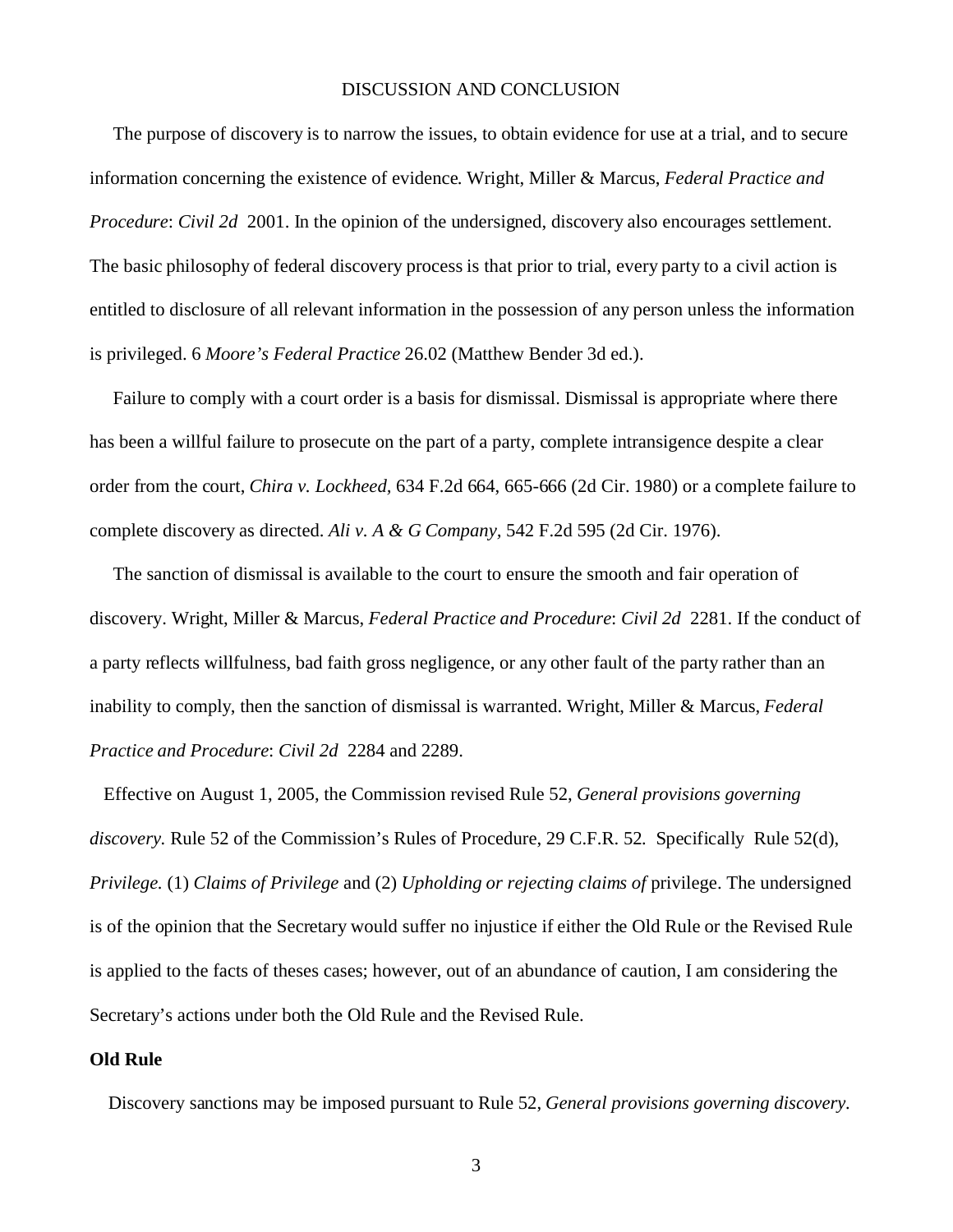DISCUSSION AND CONCLUSION

The purpose of discovery is to narrow the issues, to obtain evidence for use at a trial, and to secure information concerning the existence of evidence. Wright, Miller & Marcus, *Federal Practice and Procedure*: *Civil 2d* 2001. In the opinion of the undersigned, discovery also encourages settlement. The basic philosophy of federal discovery process is that prior to trial, every party to a civil action is entitled to disclosure of all relevant information in the possession of any person unless the information is privileged. 6 *Moore's Federal Practice* 26.02 (Matthew Bender 3d ed.).

Failure to comply with a court order is a basis for dismissal. Dismissal is appropriate where there has been a willful failure to prosecute on the part of a party, complete intransigence despite a clear order from the court, *Chira v. Lockheed,* 634 F.2d 664, 665-666 (2d Cir. 1980) or a complete failure to complete discovery as directed. *Ali v. A & G Company,* 542 F.2d 595 (2d Cir. 1976).

The sanction of dismissal is available to the court to ensure the smooth and fair operation of discovery. Wright, Miller & Marcus, *Federal Practice and Procedure*: *Civil 2d* 2281. If the conduct of a party reflects willfulness, bad faith gross negligence, or any other fault of the party rather than an inability to comply, then the sanction of dismissal is warranted. Wright, Miller & Marcus, *Federal Practice and Procedure*: *Civil 2d* 2284 and 2289.

Effective on August 1, 2005, the Commission revised Rule 52, *General provisions governing discovery.* Rule 52 of the Commission's Rules of Procedure, 29 C.F.R. 52. Specifically Rule 52(d), *Privilege.* (1) *Claims of Privilege* and (2) *Upholding or rejecting claims of* privilege. The undersigned is of the opinion that the Secretary would suffer no injustice if either the Old Rule or the Revised Rule is applied to the facts of theses cases; however, out of an abundance of caution, I am considering the Secretary's actions under both the Old Rule and the Revised Rule.

**Old Rule**

Discovery sanctions may be imposed pursuant to Rule 52, *General provisions governing discovery*.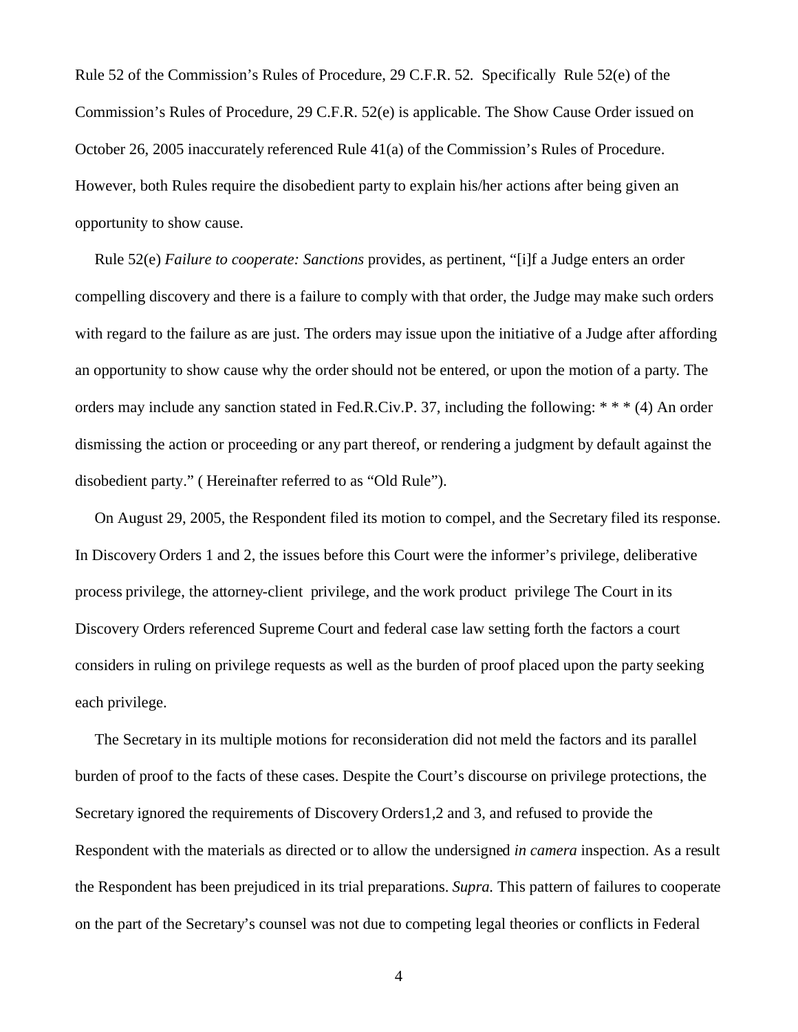Rule 52 of the Commission's Rules of Procedure, 29 C.F.R. 52. Specifically Rule 52(e) of the Commission's Rules of Procedure, 29 C.F.R. 52(e) is applicable. The Show Cause Order issued on October 26, 2005 inaccurately referenced Rule 41(a) of the Commission's Rules of Procedure. However, both Rules require the disobedient party to explain his/her actions after being given an opportunity to show cause.

Rule 52(e) *Failure to cooperate: Sanctions* provides, as pertinent, "[i]f a Judge enters an order compelling discovery and there is a failure to comply with that order, the Judge may make such orders with regard to the failure as are just. The orders may issue upon the initiative of a Judge after affording an opportunity to show cause why the order should not be entered, or upon the motion of a party. The orders may include any sanction stated in Fed.R.Civ.P. 37, including the following: * * * (4) An order dismissing the action or proceeding or any part thereof, or rendering a judgment by default against the disobedient party." ( Hereinafter referred to as "Old Rule").

On August 29, 2005, the Respondent filed its motion to compel, and the Secretary filed its response. In Discovery Orders 1 and 2, the issues before this Court were the informer's privilege, deliberative process privilege, the attorney-client privilege, and the work product privilege The Court in its Discovery Orders referenced Supreme Court and federal case law setting forth the factors a court considers in ruling on privilege requests as well as the burden of proof placed upon the party seeking each privilege.

The Secretary in its multiple motions for reconsideration did not meld the factors and its parallel burden of proof to the facts of these cases. Despite the Court's discourse on privilege protections, the Secretary ignored the requirements of Discovery Orders1,2 and 3, and refused to provide the Respondent with the materials as directed or to allow the undersigned *in camera* inspection. As a result the Respondent has been prejudiced in its trial preparations. *Supra.* This pattern of failures to cooperate on the part of the Secretary's counsel was not due to competing legal theories or conflicts in Federal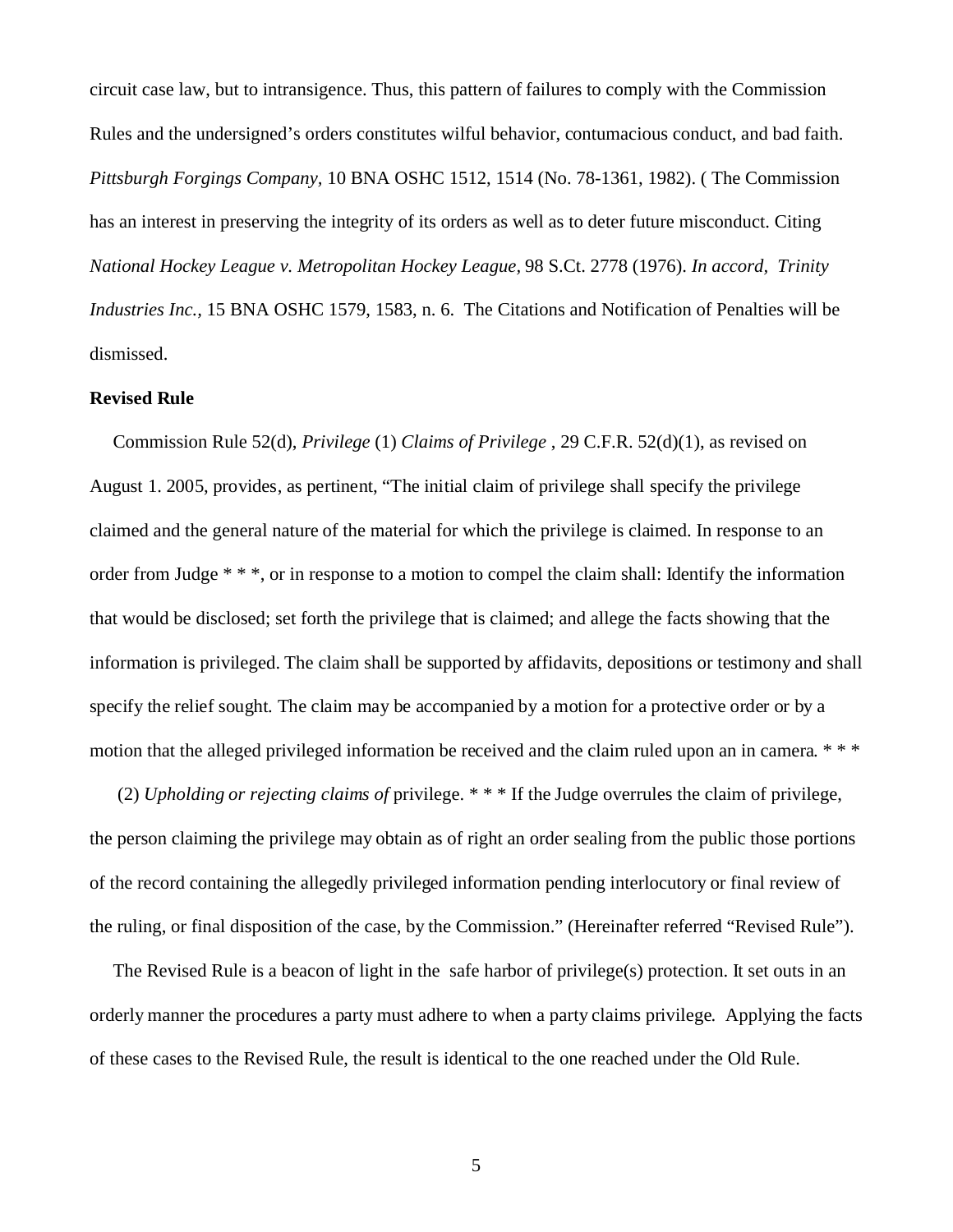circuit case law, but to intransigence. Thus, this pattern of failures to comply with the Commission Rules and the undersigned's orders constitutes wilful behavior, contumacious conduct, and bad faith. *Pittsburgh Forgings Company*, 10 BNA OSHC 1512, 1514 (No. 78-1361, 1982). ( The Commission has an interest in preserving the integrity of its orders as well as to deter future misconduct. Citing *National Hockey League v. Metropolitan Hockey League*, 98 S.Ct. 2778 (1976). *In accord, Trinity Industries Inc.,* 15 BNA OSHC 1579, 1583, n. 6. The Citations and Notification of Penalties will be dismissed.

**Revised Rule**

Commission Rule 52(d), *Privilege* (1) *Claims of Privilege* , 29 C.F.R. 52(d)(1), as revised on August 1. 2005, provides, as pertinent, "The initial claim of privilege shall specify the privilege claimed and the general nature of the material for which the privilege is claimed. In response to an order from Judge * * *, or in response to a motion to compel the claim shall: Identify the information that would be disclosed; set forth the privilege that is claimed; and allege the facts showing that the information is privileged. The claim shall be supported by affidavits, depositions or testimony and shall specify the relief sought. The claim may be accompanied by a motion for a protective order or by a motion that the alleged privileged information be received and the claim ruled upon an in camera. * * *

(2) *Upholding or rejecting claims of* privilege. * * * If the Judge overrules the claim of privilege, the person claiming the privilege may obtain as of right an order sealing from the public those portions of the record containing the allegedly privileged information pending interlocutory or final review of the ruling, or final disposition of the case, by the Commission." (Hereinafter referred "Revised Rule").

The Revised Rule is a beacon of light in the safe harbor of privilege(s) protection. It set outs in an orderly manner the procedures a party must adhere to when a party claims privilege. Applying the facts of these cases to the Revised Rule, the result is identical to the one reached under the Old Rule.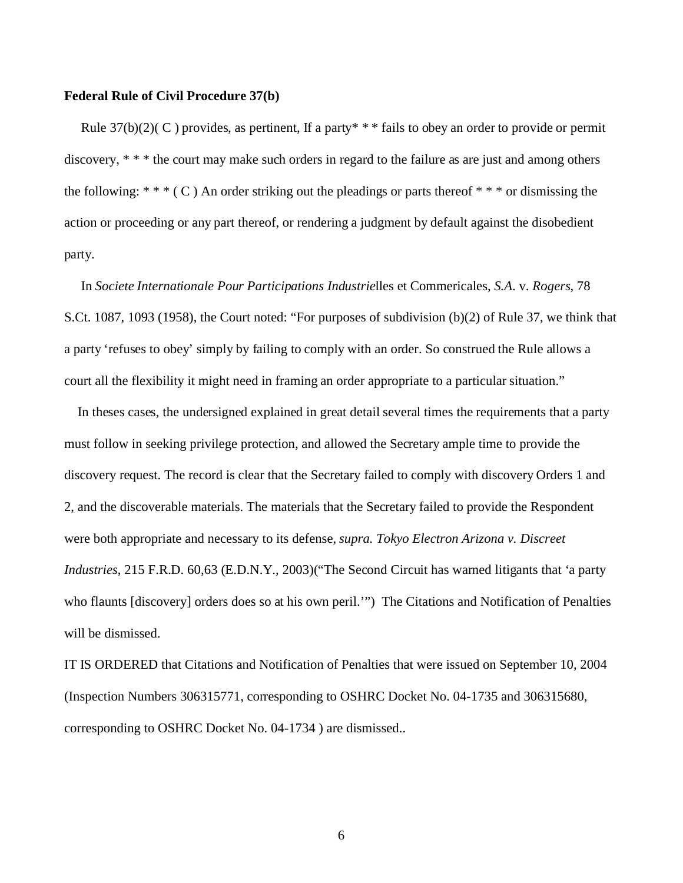**Federal Rule of Civil Procedure 37(b)**

Rule 37(b)(2)( C ) provides, as pertinent, If a party* * * fails to obey an order to provide or permit discovery, * * * the court may make such orders in regard to the failure as are just and among others the following: * * * ( C ) An order striking out the pleadings or parts thereof * * * or dismissing the action or proceeding or any part thereof, or rendering a judgment by default against the disobedient party.

In *Societe Internationale Pour Participations Industrie*lles et Commericales, *S.A.* v. *Rogers*, 78 S.Ct. 1087, 1093 (1958), the Court noted: "For purposes of subdivision (b)(2) of Rule 37, we think that a party 'refuses to obey' simply by failing to comply with an order. So construed the Rule allows a court all the flexibility it might need in framing an order appropriate to a particular situation."

In theses cases, the undersigned explained in great detail several times the requirements that a party must follow in seeking privilege protection, and allowed the Secretary ample time to provide the discovery request. The record is clear that the Secretary failed to comply with discovery Orders 1 and 2, and the discoverable materials. The materials that the Secretary failed to provide the Respondent were both appropriate and necessary to its defense, *supra. Tokyo Electron Arizona v. Discreet Industries*, 215 F.R.D. 60,63 (E.D.N.Y., 2003)("The Second Circuit has warned litigants that 'a party who flaunts [discovery] orders does so at his own peril.'") The Citations and Notification of Penalties will be dismissed.

IT IS ORDERED that Citations and Notification of Penalties that were issued on September 10, 2004 (Inspection Numbers 306315771, corresponding to OSHRC Docket No. 04-1735 and 306315680, corresponding to OSHRC Docket No. 04-1734 ) are dismissed..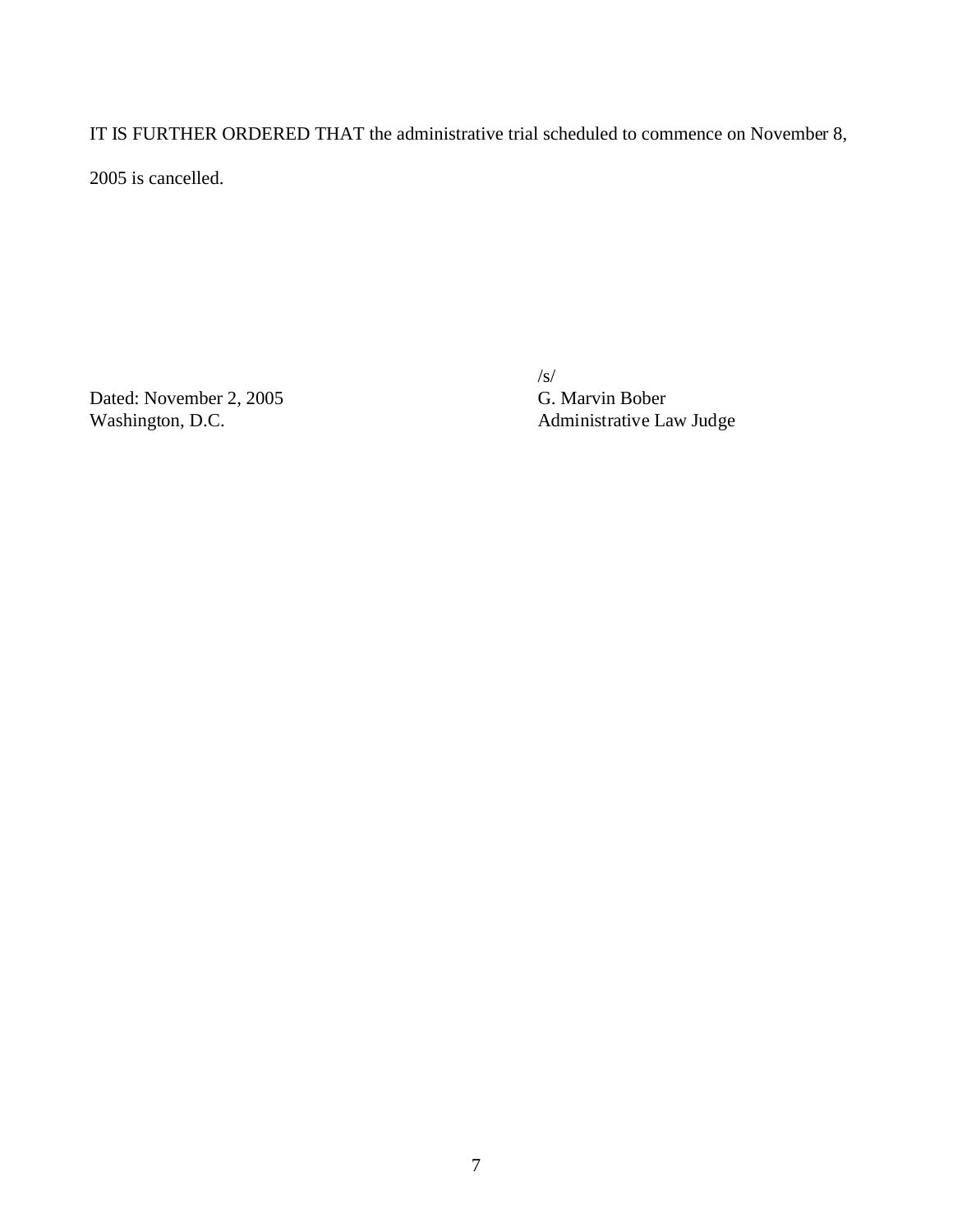IT IS FURTHER ORDERED THAT the administrative trial scheduled to commence on November 8, 2005 is cancelled.

/s/
G. Marvin Bober
Administrative Law Judge

Dated: November 2, 2005
Washington, D.C.